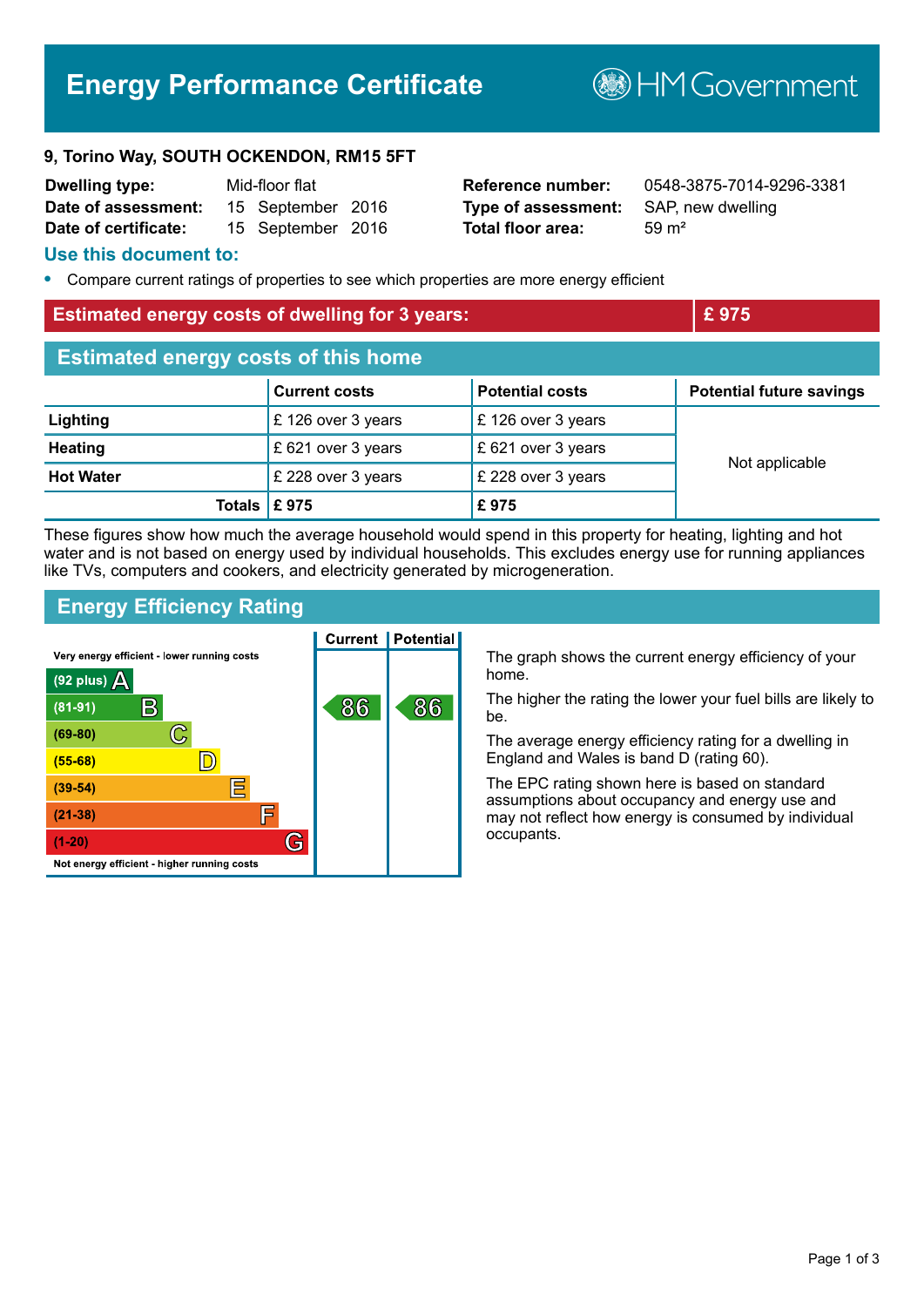# Energy Performance Certificate

HM Government

**9, Torino Way, SOUTH OCKENDON, RM15 5FT**

| | | | |
|---|---|---|---|
| **Dwelling type:** | Mid-floor flat | **Reference number:** | 0548-3875-7014-9296-3381 |
| **Date of assessment:** | 15 September 2016 | **Type of assessment:** | SAP, new dwelling |
| **Date of certificate:** | 15 September 2016 | **Total floor area:** | 59 m² |

## Use this document to:

- Compare current ratings of properties to see which properties are more energy efficient

## Estimated energy costs of dwelling for 3 years: £ 975

## Estimated energy costs of this home

| | Current costs | Potential costs | Potential future savings |
|---|---|---|---|
| **Lighting** | £ 126 over 3 years | £ 126 over 3 years | Not applicable |
| **Heating** | £ 621 over 3 years | £ 621 over 3 years | |
| **Hot Water** | £ 228 over 3 years | £ 228 over 3 years | |
| **Totals** | **£ 975** | **£ 975** | |

These figures show how much the average household would spend in this property for heating, lighting and hot water and is not based on energy used by individual households. This excludes energy use for running appliances like TVs, computers and cookers, and electricity generated by microgeneration.

## Energy Efficiency Rating

Current | Potential

Very energy efficient - lower running costs

(92 plus) A

(81-91) B

(69-80) C

(55-68) D

(39-54) E

(21-38) F

(1-20) G

Not energy efficient - higher running costs

86 | 86

The graph shows the current energy efficiency of your home.

The higher the rating the lower your fuel bills are likely to be.

The average energy efficiency rating for a dwelling in England and Wales is band D (rating 60).

The EPC rating shown here is based on standard assumptions about occupancy and energy use and may not reflect how energy is consumed by individual occupants.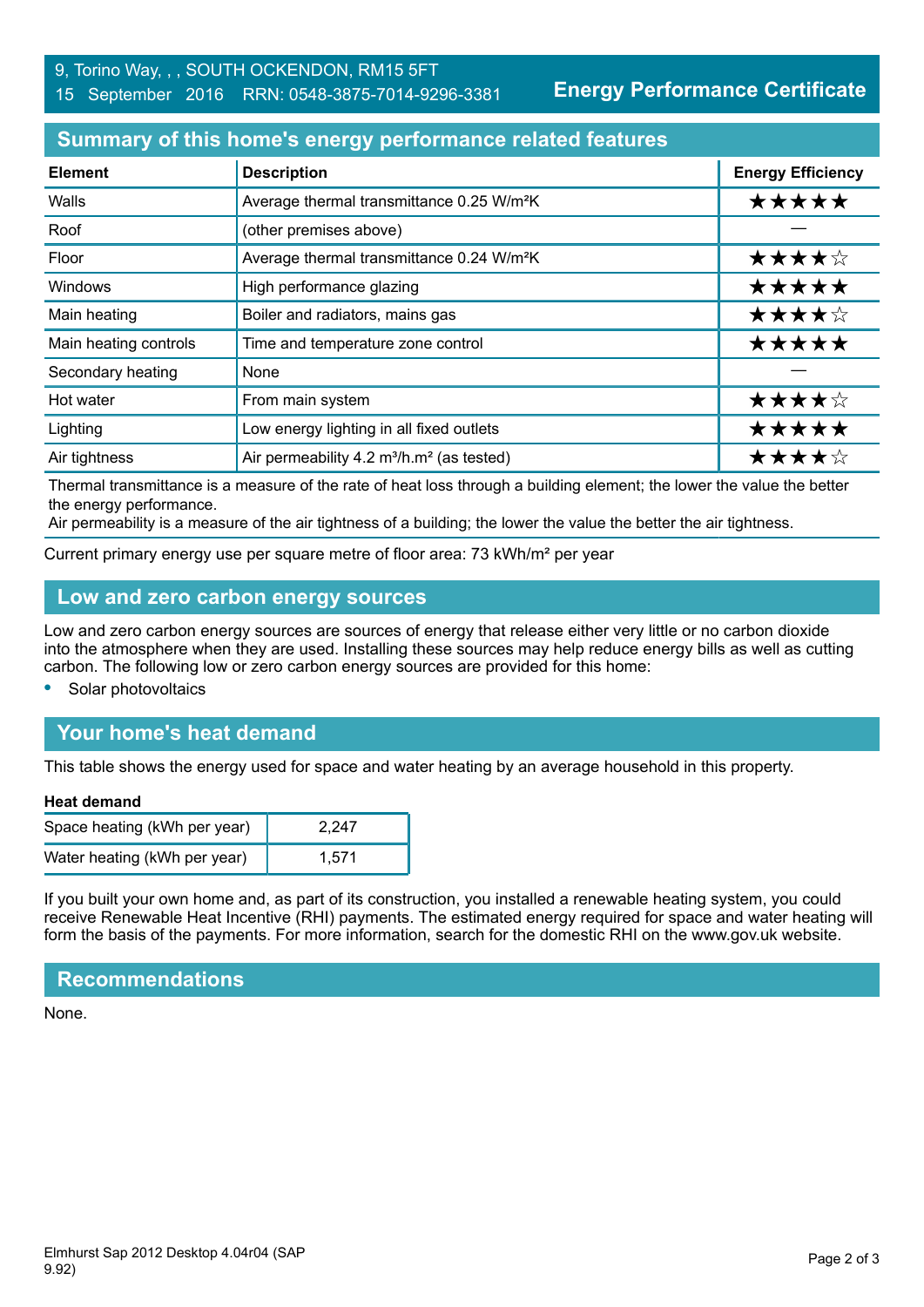9, Torino Way, , , SOUTH OCKENDON, RM15 5FT
15 September 2016 RRN: 0548-3875-7014-9296-3381

**Energy Performance Certificate**

## Summary of this home's energy performance related features

| Element | Description | Energy Efficiency |
|---|---|---|
| Walls | Average thermal transmittance 0.25 W/m²K | ★★★★★ |
| Roof | (other premises above) | — |
| Floor | Average thermal transmittance 0.24 W/m²K | ★★★★☆ |
| Windows | High performance glazing | ★★★★★ |
| Main heating | Boiler and radiators, mains gas | ★★★★☆ |
| Main heating controls | Time and temperature zone control | ★★★★★ |
| Secondary heating | None | — |
| Hot water | From main system | ★★★★☆ |
| Lighting | Low energy lighting in all fixed outlets | ★★★★★ |
| Air tightness | Air permeability 4.2 m³/h.m² (as tested) | ★★★★☆ |

Thermal transmittance is a measure of the rate of heat loss through a building element; the lower the value the better the energy performance.
Air permeability is a measure of the air tightness of a building; the lower the value the better the air tightness.

Current primary energy use per square metre of floor area: 73 kWh/m² per year

## Low and zero carbon energy sources

Low and zero carbon energy sources are sources of energy that release either very little or no carbon dioxide into the atmosphere when they are used. Installing these sources may help reduce energy bills as well as cutting carbon. The following low or zero carbon energy sources are provided for this home:

- Solar photovoltaics

## Your home's heat demand

This table shows the energy used for space and water heating by an average household in this property.

**Heat demand**

| | |
|---|---|
| Space heating (kWh per year) | 2,247 |
| Water heating (kWh per year) | 1,571 |

If you built your own home and, as part of its construction, you installed a renewable heating system, you could receive Renewable Heat Incentive (RHI) payments. The estimated energy required for space and water heating will form the basis of the payments. For more information, search for the domestic RHI on the www.gov.uk website.

## Recommendations

None.

Elmhurst Sap 2012 Desktop 4.04r04 (SAP 9.92)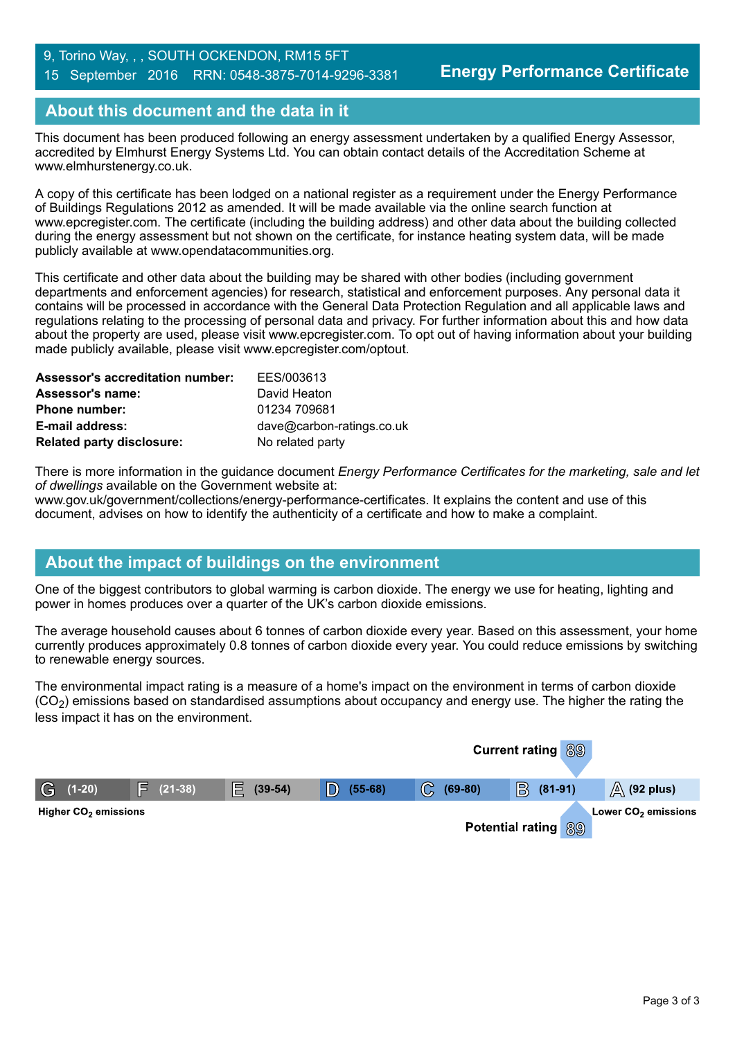9, Torino Way, , , SOUTH OCKENDON, RM15 5FT
15 September 2016 RRN: 0548-3875-7014-9296-3381

**Energy Performance Certificate**

## About this document and the data in it

This document has been produced following an energy assessment undertaken by a qualified Energy Assessor, accredited by Elmhurst Energy Systems Ltd. You can obtain contact details of the Accreditation Scheme at www.elmhurstenergy.co.uk.

A copy of this certificate has been lodged on a national register as a requirement under the Energy Performance of Buildings Regulations 2012 as amended. It will be made available via the online search function at www.epcregister.com. The certificate (including the building address) and other data about the building collected during the energy assessment but not shown on the certificate, for instance heating system data, will be made publicly available at www.opendatacommunities.org.

This certificate and other data about the building may be shared with other bodies (including government departments and enforcement agencies) for research, statistical and enforcement purposes. Any personal data it contains will be processed in accordance with the General Data Protection Regulation and all applicable laws and regulations relating to the processing of personal data and privacy. For further information about this and how data about the property are used, please visit www.epcregister.com. To opt out of having information about your building made publicly available, please visit www.epcregister.com/optout.

| | |
|---|---|
| **Assessor's accreditation number:** | EES/003613 |
| **Assessor's name:** | David Heaton |
| **Phone number:** | 01234 709681 |
| **E-mail address:** | dave@carbon-ratings.co.uk |
| **Related party disclosure:** | No related party |

There is more information in the guidance document *Energy Performance Certificates for the marketing, sale and let of dwellings* available on the Government website at: www.gov.uk/government/collections/energy-performance-certificates. It explains the content and use of this document, advises on how to identify the authenticity of a certificate and how to make a complaint.

## About the impact of buildings on the environment

One of the biggest contributors to global warming is carbon dioxide. The energy we use for heating, lighting and power in homes produces over a quarter of the UK's carbon dioxide emissions.

The average household causes about 6 tonnes of carbon dioxide every year. Based on this assessment, your home currently produces approximately 0.8 tonnes of carbon dioxide every year. You could reduce emissions by switching to renewable energy sources.

The environmental impact rating is a measure of a home's impact on the environment in terms of carbon dioxide ($CO_2$) emissions based on standardised assumptions about occupancy and energy use. The higher the rating the less impact it has on the environment.

Current rating 89

G (1-20)
F (21-38)
E (39-54)
D (55-68)
C (69-80)
B (81-91)
A (92 plus)

Higher $CO_2$ emissions
Lower $CO_2$ emissions

Potential rating 89